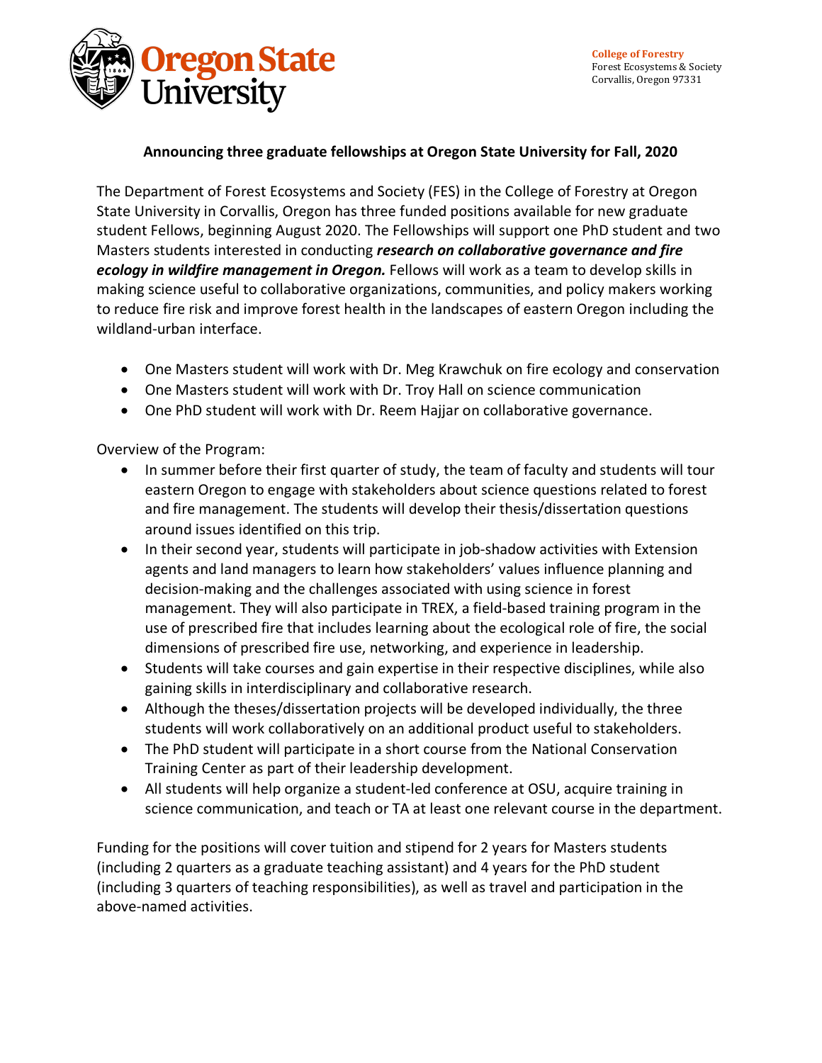Oregon State University

**College of Forestry**
Forest Ecosystems & Society
Corvallis, Oregon 97331

## Announcing three graduate fellowships at Oregon State University for Fall, 2020

The Department of Forest Ecosystems and Society (FES) in the College of Forestry at Oregon State University in Corvallis, Oregon has three funded positions available for new graduate student Fellows, beginning August 2020. The Fellowships will support one PhD student and two Masters students interested in conducting ***research on collaborative governance and fire ecology in wildfire management in Oregon.*** Fellows will work as a team to develop skills in making science useful to collaborative organizations, communities, and policy makers working to reduce fire risk and improve forest health in the landscapes of eastern Oregon including the wildland-urban interface.

- One Masters student will work with Dr. Meg Krawchuk on fire ecology and conservation
- One Masters student will work with Dr. Troy Hall on science communication
- One PhD student will work with Dr. Reem Hajjar on collaborative governance.

Overview of the Program:

- In summer before their first quarter of study, the team of faculty and students will tour eastern Oregon to engage with stakeholders about science questions related to forest and fire management. The students will develop their thesis/dissertation questions around issues identified on this trip.
- In their second year, students will participate in job-shadow activities with Extension agents and land managers to learn how stakeholders' values influence planning and decision-making and the challenges associated with using science in forest management. They will also participate in TREX, a field-based training program in the use of prescribed fire that includes learning about the ecological role of fire, the social dimensions of prescribed fire use, networking, and experience in leadership.
- Students will take courses and gain expertise in their respective disciplines, while also gaining skills in interdisciplinary and collaborative research.
- Although the theses/dissertation projects will be developed individually, the three students will work collaboratively on an additional product useful to stakeholders.
- The PhD student will participate in a short course from the National Conservation Training Center as part of their leadership development.
- All students will help organize a student-led conference at OSU, acquire training in science communication, and teach or TA at least one relevant course in the department.

Funding for the positions will cover tuition and stipend for 2 years for Masters students (including 2 quarters as a graduate teaching assistant) and 4 years for the PhD student (including 3 quarters of teaching responsibilities), as well as travel and participation in the above-named activities.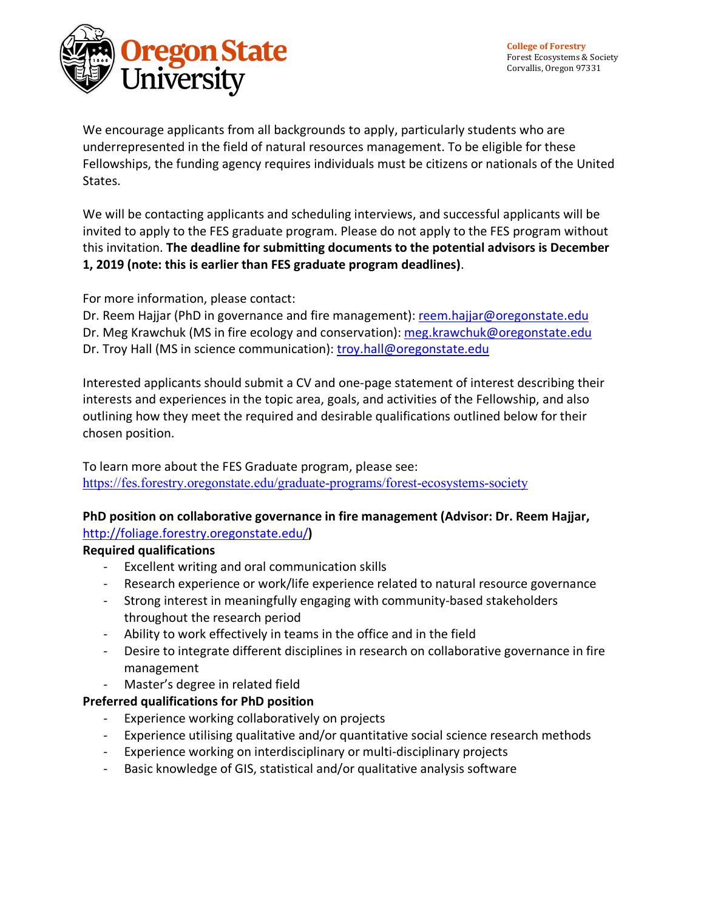We encourage applicants from all backgrounds to apply, particularly students who are underrepresented in the field of natural resources management. To be eligible for these Fellowships, the funding agency requires individuals must be citizens or nationals of the United States.

We will be contacting applicants and scheduling interviews, and successful applicants will be invited to apply to the FES graduate program. Please do not apply to the FES program without this invitation. **The deadline for submitting documents to the potential advisors is December 1, 2019 (note: this is earlier than FES graduate program deadlines)**.

For more information, please contact:
Dr. Reem Hajjar (PhD in governance and fire management): reem.hajjar@oregonstate.edu
Dr. Meg Krawchuk (MS in fire ecology and conservation): meg.krawchuk@oregonstate.edu
Dr. Troy Hall (MS in science communication): troy.hall@oregonstate.edu

Interested applicants should submit a CV and one-page statement of interest describing their interests and experiences in the topic area, goals, and activities of the Fellowship, and also outlining how they meet the required and desirable qualifications outlined below for their chosen position.

To learn more about the FES Graduate program, please see:
https://fes.forestry.oregonstate.edu/graduate-programs/forest-ecosystems-society

**PhD position on collaborative governance in fire management (Advisor: Dr. Reem Hajjar, http://foliage.forestry.oregonstate.edu/)**

**Required qualifications**

- Excellent writing and oral communication skills
- Research experience or work/life experience related to natural resource governance
- Strong interest in meaningfully engaging with community-based stakeholders throughout the research period
- Ability to work effectively in teams in the office and in the field
- Desire to integrate different disciplines in research on collaborative governance in fire management
- Master's degree in related field

**Preferred qualifications for PhD position**

- Experience working collaboratively on projects
- Experience utilising qualitative and/or quantitative social science research methods
- Experience working on interdisciplinary or multi-disciplinary projects
- Basic knowledge of GIS, statistical and/or qualitative analysis software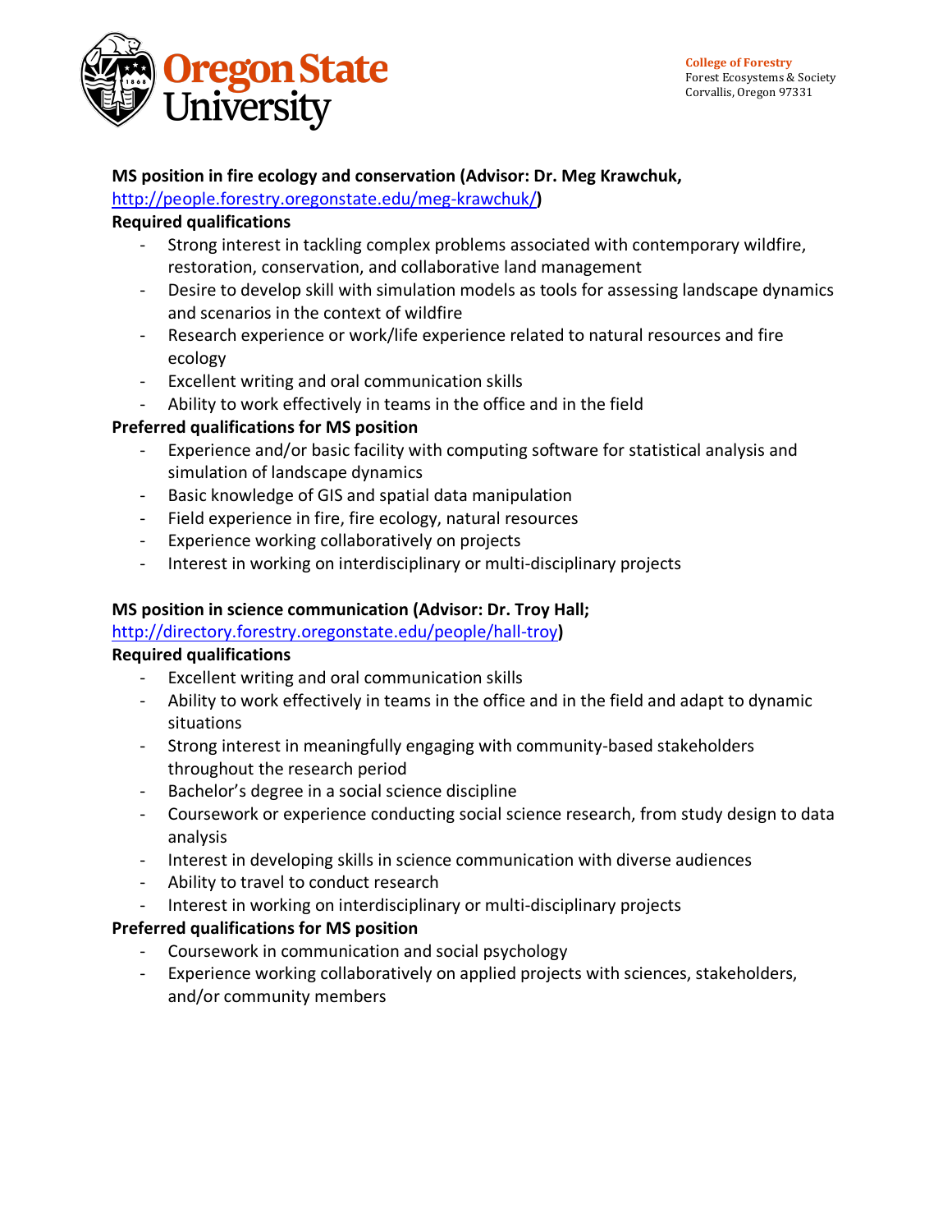Oregon State University

College of Forestry
Forest Ecosystems & Society
Corvallis, Oregon 97331

**MS position in fire ecology and conservation (Advisor: Dr. Meg Krawchuk, [http://people.forestry.oregonstate.edu/meg-krawchuk/](http://people.forestry.oregonstate.edu/meg-krawchuk/))**

**Required qualifications**

- Strong interest in tackling complex problems associated with contemporary wildfire, restoration, conservation, and collaborative land management
- Desire to develop skill with simulation models as tools for assessing landscape dynamics and scenarios in the context of wildfire
- Research experience or work/life experience related to natural resources and fire ecology
- Excellent writing and oral communication skills
- Ability to work effectively in teams in the office and in the field

**Preferred qualifications for MS position**

- Experience and/or basic facility with computing software for statistical analysis and simulation of landscape dynamics
- Basic knowledge of GIS and spatial data manipulation
- Field experience in fire, fire ecology, natural resources
- Experience working collaboratively on projects
- Interest in working on interdisciplinary or multi-disciplinary projects

**MS position in science communication (Advisor: Dr. Troy Hall; [http://directory.forestry.oregonstate.edu/people/hall-troy](http://directory.forestry.oregonstate.edu/people/hall-troy))**

**Required qualifications**

- Excellent writing and oral communication skills
- Ability to work effectively in teams in the office and in the field and adapt to dynamic situations
- Strong interest in meaningfully engaging with community-based stakeholders throughout the research period
- Bachelor's degree in a social science discipline
- Coursework or experience conducting social science research, from study design to data analysis
- Interest in developing skills in science communication with diverse audiences
- Ability to travel to conduct research
- Interest in working on interdisciplinary or multi-disciplinary projects

**Preferred qualifications for MS position**

- Coursework in communication and social psychology
- Experience working collaboratively on applied projects with sciences, stakeholders, and/or community members